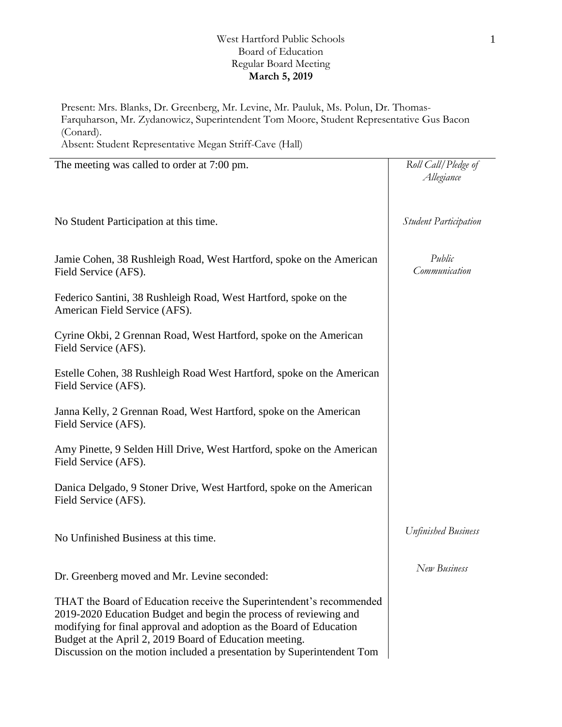West Hartford Public Schools
Board of Education
Regular Board Meeting
**March 5, 2019**

Present: Mrs. Blanks, Dr. Greenberg, Mr. Levine, Mr. Pauluk, Ms. Polun, Dr. Thomas-Farquharson, Mr. Zydanowicz, Superintendent Tom Moore, Student Representative Gus Bacon (Conard).
Absent: Student Representative Megan Striff-Cave (Hall)

*Roll Call/Pledge of Allegiance*

The meeting was called to order at 7:00 pm.

*Student Participation*

No Student Participation at this time.

*Public Communication*

Jamie Cohen, 38 Rushleigh Road, West Hartford, spoke on the American Field Service (AFS).

Federico Santini, 38 Rushleigh Road, West Hartford, spoke on the American Field Service (AFS).

Cyrine Okbi, 2 Grennan Road, West Hartford, spoke on the American Field Service (AFS).

Estelle Cohen, 38 Rushleigh Road West Hartford, spoke on the American Field Service (AFS).

Janna Kelly, 2 Grennan Road, West Hartford, spoke on the American Field Service (AFS).

Amy Pinette, 9 Selden Hill Drive, West Hartford, spoke on the American Field Service (AFS).

Danica Delgado, 9 Stoner Drive, West Hartford, spoke on the American Field Service (AFS).

*Unfinished Business*

No Unfinished Business at this time.

*New Business*

Dr. Greenberg moved and Mr. Levine seconded:

THAT the Board of Education receive the Superintendent's recommended 2019-2020 Education Budget and begin the process of reviewing and modifying for final approval and adoption as the Board of Education Budget at the April 2, 2019 Board of Education meeting.
Discussion on the motion included a presentation by Superintendent Tom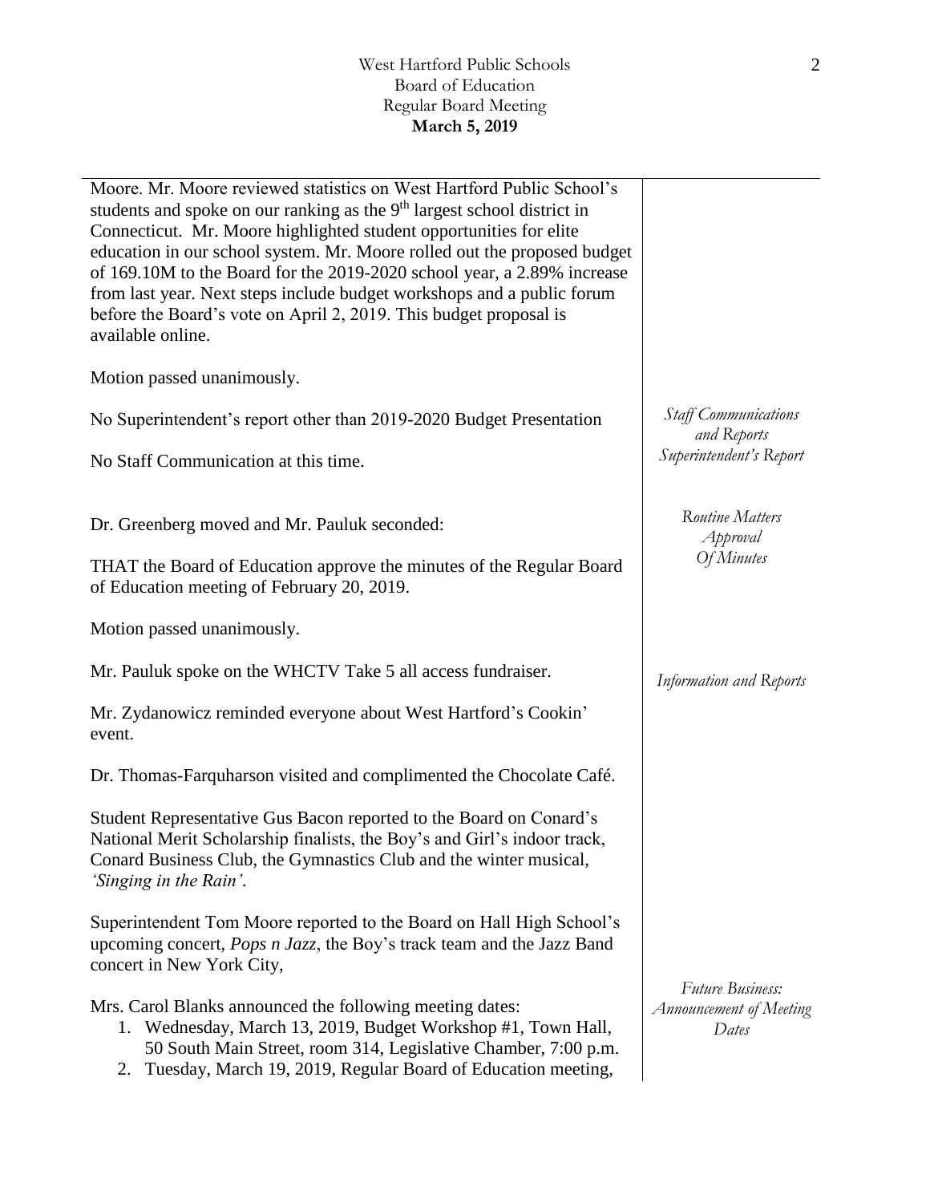Moore. Mr. Moore reviewed statistics on West Hartford Public School's students and spoke on our ranking as the 9th largest school district in Connecticut. Mr. Moore highlighted student opportunities for elite education in our school system. Mr. Moore rolled out the proposed budget of 169.10M to the Board for the 2019-2020 school year, a 2.89% increase from last year. Next steps include budget workshops and a public forum before the Board's vote on April 2, 2019. This budget proposal is available online.

Motion passed unanimously.

*Staff Communications and Reports*
*Superintendent's Report*

No Superintendent's report other than 2019-2020 Budget Presentation

No Staff Communication at this time.

*Routine Matters*
*Approval Of Minutes*

Dr. Greenberg moved and Mr. Pauluk seconded:

THAT the Board of Education approve the minutes of the Regular Board of Education meeting of February 20, 2019.

Motion passed unanimously.

*Information and Reports*

Mr. Pauluk spoke on the WHCTV Take 5 all access fundraiser.

Mr. Zydanowicz reminded everyone about West Hartford's Cookin' event.

Dr. Thomas-Farquharson visited and complimented the Chocolate Café.

Student Representative Gus Bacon reported to the Board on Conard's National Merit Scholarship finalists, the Boy's and Girl's indoor track, Conard Business Club, the Gymnastics Club and the winter musical, *'Singing in the Rain'*.

Superintendent Tom Moore reported to the Board on Hall High School's upcoming concert, *Pops n Jazz*, the Boy's track team and the Jazz Band concert in New York City,

*Future Business: Announcement of Meeting Dates*

Mrs. Carol Blanks announced the following meeting dates:

1. Wednesday, March 13, 2019, Budget Workshop #1, Town Hall, 50 South Main Street, room 314, Legislative Chamber, 7:00 p.m.
2. Tuesday, March 19, 2019, Regular Board of Education meeting,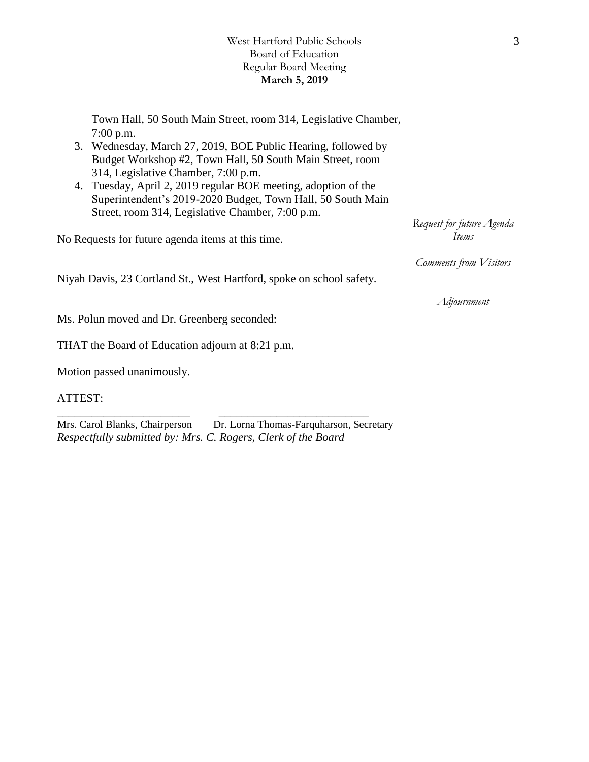Town Hall, 50 South Main Street, room 314, Legislative Chamber, 7:00 p.m.

3. Wednesday, March 27, 2019, BOE Public Hearing, followed by Budget Workshop #2, Town Hall, 50 South Main Street, room 314, Legislative Chamber, 7:00 p.m.
4. Tuesday, April 2, 2019 regular BOE meeting, adoption of the Superintendent's 2019-2020 Budget, Town Hall, 50 South Main Street, room 314, Legislative Chamber, 7:00 p.m.

*Request for future Agenda Items*

No Requests for future agenda items at this time.

*Comments from Visitors*

Niyah Davis, 23 Cortland St., West Hartford, spoke on school safety.

*Adjournment*

Ms. Polun moved and Dr. Greenberg seconded:

THAT the Board of Education adjourn at 8:21 p.m.

Motion passed unanimously.

ATTEST:

\_\_\_\_\_\_\_\_\_\_\_\_\_\_\_\_\_\_\_\_\_\_\_\_ \_\_\_\_\_\_\_\_\_\_\_\_\_\_\_\_\_\_\_\_\_\_\_\_\_\_\_

Mrs. Carol Blanks, Chairperson Dr. Lorna Thomas-Farquharson, Secretary

*Respectfully submitted by: Mrs. C. Rogers, Clerk of the Board*